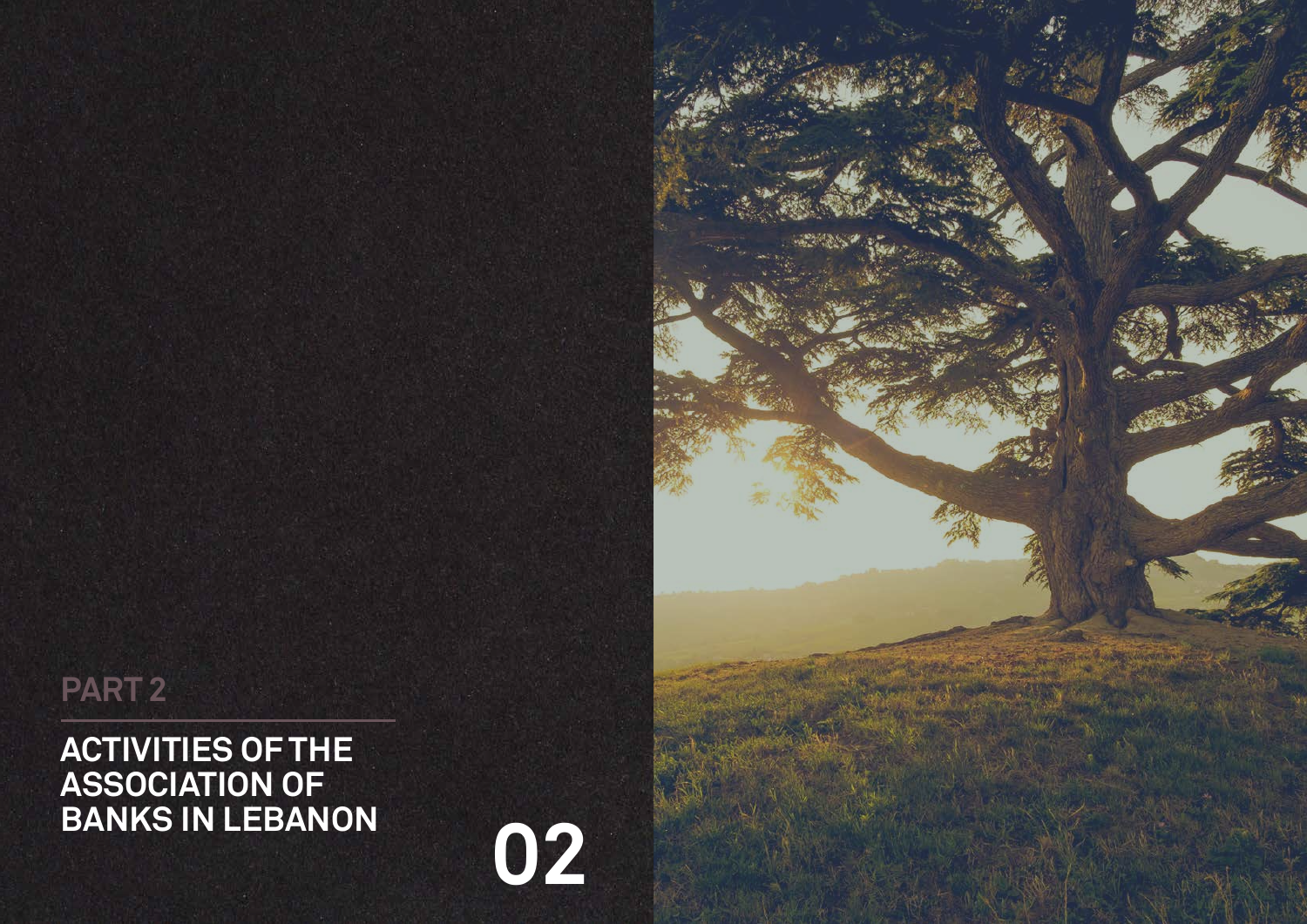PART 2

# ACTIVITIES OF THE ASSOCIATION OF BANKS IN LEBANON

02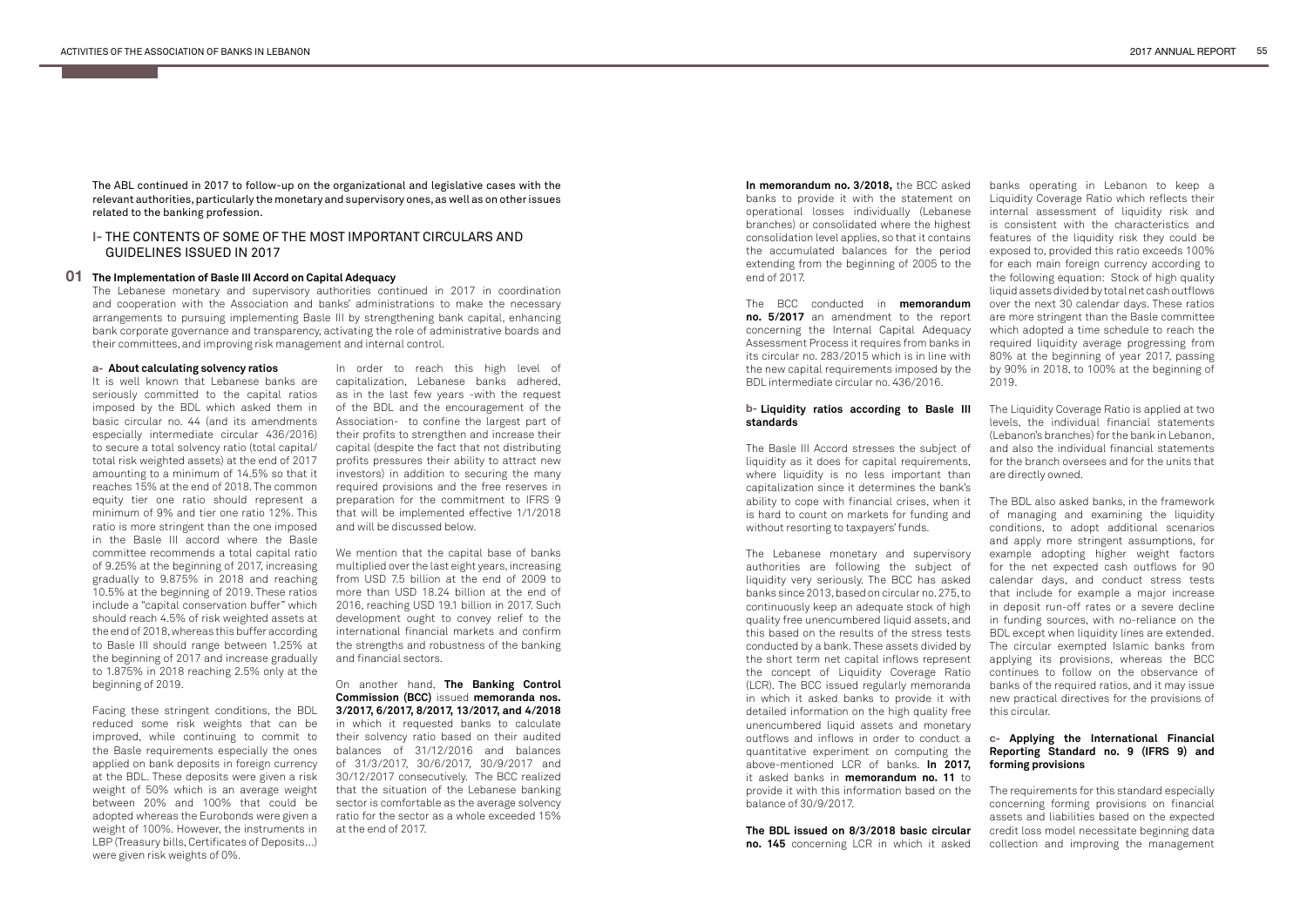The ABL continued in 2017 to follow-up on the organizational and legislative cases with the relevant authorities, particularly the monetary and supervisory ones, as well as on other issues related to the banking profession.

## I- THE CONTENTS OF SOME OF THE MOST IMPORTANT CIRCULARS AND GUIDELINES ISSUED IN 2017

### 01 The Implementation of Basle III Accord on Capital Adequacy

The Lebanese monetary and supervisory authorities continued in 2017 in coordination and cooperation with the Association and banks' administrations to make the necessary arrangements to pursuing implementing Basle III by strengthening bank capital, enhancing bank corporate governance and transparency, activating the role of administrative boards and their committees, and improving risk management and internal control.

#### a- About calculating solvency ratios

It is well known that Lebanese banks are seriously committed to the capital ratios imposed by the BDL which asked them in basic circular no. 44 (and its amendments especially intermediate circular 436/2016) to secure a total solvency ratio (total capital/ total risk weighted assets) at the end of 2017 amounting to a minimum of 14.5% so that it reaches 15% at the end of 2018. The common equity tier one ratio should represent a minimum of 9% and tier one ratio 12%. This ratio is more stringent than the one imposed in the Basle III accord where the Basle committee recommends a total capital ratio of 9.25% at the beginning of 2017, increasing gradually to 9.875% in 2018 and reaching 10.5% at the beginning of 2019. These ratios include a "capital conservation buffer" which should reach 4.5% of risk weighted assets at the end of 2018, whereas this buffer according to Basle III should range between 1.25% at the beginning of 2017 and increase gradually to 1.875% in 2018 reaching 2.5% only at the beginning of 2019.

Facing these stringent conditions, the BDL reduced some risk weights that can be improved, while continuing to commit to the Basle requirements especially the ones applied on bank deposits in foreign currency at the BDL. These deposits were given a risk weight of 50% which is an average weight between 20% and 100% that could be adopted whereas the Eurobonds were given a weight of 100%. However, the instruments in LBP (Treasury bills, Certificates of Deposits…) were given risk weights of 0%.

In order to reach this high level of capitalization, Lebanese banks adhered, as in the last few years -with the request of the BDL and the encouragement of the Association- to confine the largest part of their profits to strengthen and increase their capital (despite the fact that not distributing profits pressures their ability to attract new investors) in addition to securing the many required provisions and the free reserves in preparation for the commitment to IFRS 9 that will be implemented effective 1/1/2018 and will be discussed below.

We mention that the capital base of banks multiplied over the last eight years, increasing from USD 7.5 billion at the end of 2009 to more than USD 18.24 billion at the end of 2016, reaching USD 19.1 billion in 2017. Such development ought to convey relief to the international financial markets and confirm the strengths and robustness of the banking and financial sectors.

On another hand, **The Banking Control Commission (BCC)** issued **memoranda nos. 3/2017, 6/2017, 8/2017, 13/2017, and 4/2018** in which it requested banks to calculate their solvency ratio based on their audited balances of 31/12/2016 and balances of 31/3/2017, 30/6/2017, 30/9/2017 and 30/12/2017 consecutively. The BCC realized that the situation of the Lebanese banking sector is comfortable as the average solvency ratio for the sector as a whole exceeded 15% at the end of 2017.

**In memorandum no. 3/2018,** the BCC asked banks to provide it with the statement on operational losses individually (Lebanese branches) or consolidated where the highest consolidation level applies, so that it contains the accumulated balances for the period extending from the beginning of 2005 to the end of 2017.

The BCC conducted in **memorandum no. 5/2017** an amendment to the report concerning the Internal Capital Adequacy Assessment Process it requires from banks in its circular no. 283/2015 which is in line with the new capital requirements imposed by the BDL intermediate circular no. 436/2016.

#### b- Liquidity ratios according to Basle III standards

The Basle III Accord stresses the subject of liquidity as it does for capital requirements, where liquidity is no less important than capitalization since it determines the bank's ability to cope with financial crises, when it is hard to count on markets for funding and without resorting to taxpayers' funds.

The Lebanese monetary and supervisory authorities are following the subject of liquidity very seriously. The BCC has asked banks since 2013, based on circular no. 275, to continuously keep an adequate stock of high quality free unencumbered liquid assets, and this based on the results of the stress tests conducted by a bank. These assets divided by the short term net capital inflows represent the concept of Liquidity Coverage Ratio (LCR). The BCC issued regularly memoranda in which it asked banks to provide it with detailed information on the high quality free unencumbered liquid assets and monetary outflows and inflows in order to conduct a quantitative experiment on computing the above-mentioned LCR of banks. **In 2017,** it asked banks in **memorandum no. 11** to provide it with this information based on the balance of 30/9/2017.

**The BDL issued on 8/3/2018 basic circular no. 145** concerning LCR in which it asked banks operating in Lebanon to keep a Liquidity Coverage Ratio which reflects their internal assessment of liquidity risk and is consistent with the characteristics and features of the liquidity risk they could be exposed to, provided this ratio exceeds 100% for each main foreign currency according to the following equation: Stock of high quality liquid assets divided by total net cash outflows over the next 30 calendar days. These ratios are more stringent than the Basle committee which adopted a time schedule to reach the required liquidity average progressing from 80% at the beginning of year 2017, passing by 90% in 2018, to 100% at the beginning of 2019.

The Liquidity Coverage Ratio is applied at two levels, the individual financial statements (Lebanon's branches) for the bank in Lebanon, and also the individual financial statements for the branch oversees and for the units that are directly owned.

The BDL also asked banks, in the framework of managing and examining the liquidity conditions, to adopt additional scenarios and apply more stringent assumptions, for example adopting higher weight factors for the net expected cash outflows for 90 calendar days, and conduct stress tests that include for example a major increase in deposit run-off rates or a severe decline in funding sources, with no-reliance on the BDL except when liquidity lines are extended. The circular exempted Islamic banks from applying its provisions, whereas the BCC continues to follow on the observance of banks of the required ratios, and it may issue new practical directives for the provisions of this circular.

#### c- Applying the International Financial Reporting Standard no. 9 (IFRS 9) and forming provisions

The requirements for this standard especially concerning forming provisions on financial assets and liabilities based on the expected credit loss model necessitate beginning data collection and improving the management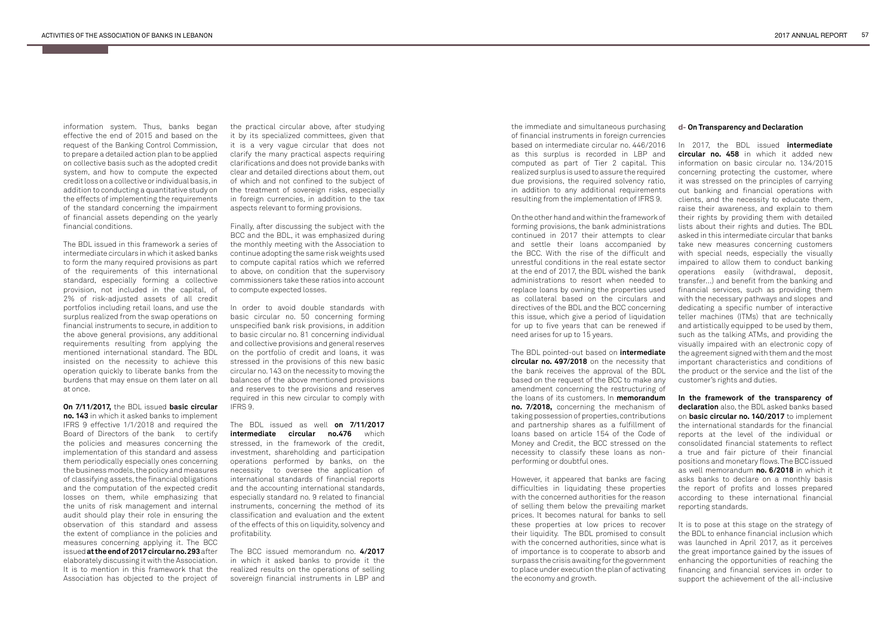information system. Thus, banks began effective the end of 2015 and based on the request of the Banking Control Commission, to prepare a detailed action plan to be applied on collective basis such as the adopted credit system, and how to compute the expected credit loss on a collective or individual basis, in addition to conducting a quantitative study on the effects of implementing the requirements of the standard concerning the impairment of financial assets depending on the yearly financial conditions.

The BDL issued in this framework a series of intermediate circulars in which it asked banks to form the many required provisions as part of the requirements of this international standard, especially forming a collective provision, not included in the capital, of 2% of risk-adjusted assets of all credit portfolios including retail loans, and use the surplus realized from the swap operations on financial instruments to secure, in addition to the above general provisions, any additional requirements resulting from applying the mentioned international standard. The BDL insisted on the necessity to achieve this operation quickly to liberate banks from the burdens that may ensue on them later on all at once.

**On 7/11/2017,** the BDL issued **basic circular no. 143** in which it asked banks to implement IFRS 9 effective 1/1/2018 and required the Board of Directors of the bank to certify the policies and measures concerning the implementation of this standard and assess them periodically especially ones concerning the business models, the policy and measures of classifying assets, the financial obligations and the computation of the expected credit losses on them, while emphasizing that the units of risk management and internal audit should play their role in ensuring the observation of this standard and assess the extent of compliance in the policies and measures concerning applying it. The BCC issued **at the end of 2017 circular no. 293** after elaborately discussing it with the Association. It is to mention in this framework that the Association has objected to the project of the practical circular above, after studying it by its specialized committees, given that it is a very vague circular that does not clarify the many practical aspects requiring clarifications and does not provide banks with clear and detailed directions about them, out of which and not confined to the subject of the treatment of sovereign risks, especially in foreign currencies, in addition to the tax aspects relevant to forming provisions.

Finally, after discussing the subject with the BCC and the BDL, it was emphasized during the monthly meeting with the Association to continue adopting the same risk weights used to compute capital ratios which we referred to above, on condition that the supervisory commissioners take these ratios into account to compute expected losses.

In order to avoid double standards with basic circular no. 50 concerning forming unspecified bank risk provisions, in addition to basic circular no. 81 concerning individual and collective provisions and general reserves on the portfolio of credit and loans, it was stressed in the provisions of this new basic circular no. 143 on the necessity to moving the balances of the above mentioned provisions and reserves to the provisions and reserves required in this new circular to comply with IFRS 9.

The BDL issued as well **on 7/11/2017 intermediate circular no.476** which stressed, in the framework of the credit, investment, shareholding and participation operations performed by banks, on the necessity to oversee the application of international standards of financial reports and the accounting international standards, especially standard no. 9 related to financial instruments, concerning the method of its classification and evaluation and the extent of the effects of this on liquidity, solvency and profitability.

The BCC issued memorandum no. **4/2017** in which it asked banks to provide it the realized results on the operations of selling sovereign financial instruments in LBP and the immediate and simultaneous purchasing of financial instruments in foreign currencies based on intermediate circular no. 446/2016 as this surplus is recorded in LBP and computed as part of Tier 2 capital. This realized surplus is used to assure the required due provisions, the required solvency ratio, in addition to any additional requirements resulting from the implementation of IFRS 9.

On the other hand and within the framework of forming provisions, the bank administrations continued in 2017 their attempts to clear and settle their loans accompanied by the BCC. With the rise of the difficult and unrestful conditions in the real estate sector at the end of 2017, the BDL wished the bank administrations to resort when needed to replace loans by owning the properties used as collateral based on the circulars and directives of the BDL and the BCC concerning this issue, which give a period of liquidation for up to five years that can be renewed if need arises for up to 15 years.

The BDL pointed-out based on **intermediate circular no. 497/2018** on the necessity that the bank receives the approval of the BDL based on the request of the BCC to make any amendment concerning the restructuring of the loans of its customers. In **memorandum no. 7/2018,** concerning the mechanism of taking possession of properties, contributions and partnership shares as a fulfillment of loans based on article 154 of the Code of Money and Credit, the BCC stressed on the necessity to classify these loans as non-performing or doubtful ones.

However, it appeared that banks are facing difficulties in liquidating these properties with the concerned authorities for the reason of selling them below the prevailing market prices. It becomes natural for banks to sell these properties at low prices to recover their liquidity. The BDL promised to consult with the concerned authorities, since what is of importance is to cooperate to absorb and surpass the crisis awaiting for the government to place under execution the plan of activating the economy and growth.

### d- On Transparency and Declaration

In 2017, the BDL issued **intermediate circular no. 458** in which it added new information on basic circular no. 134/2015 concerning protecting the customer, where it was stressed on the principles of carrying out banking and financial operations with clients, and the necessity to educate them, raise their awareness, and explain to them their rights by providing them with detailed lists about their rights and duties. The BDL asked in this intermediate circular that banks take new measures concerning customers with special needs, especially the visually impaired to allow them to conduct banking operations easily (withdrawal, deposit, transfer…) and benefit from the banking and financial services, such as providing them with the necessary pathways and slopes and dedicating a specific number of interactive teller machines (ITMs) that are technically and artistically equipped to be used by them, such as the talking ATMs, and providing the visually impaired with an electronic copy of the agreement signed with them and the most important characteristics and conditions of the product or the service and the list of the customer's rights and duties.

**In the framework of the transparency of declaration** also, the BDL asked banks based on **basic circular no. 140/2017** to implement the international standards for the financial reports at the level of the individual or consolidated financial statements to reflect a true and fair picture of their financial positions and monetary flows. The BCC issued as well memorandum **no. 6/2018** in which it asks banks to declare on a monthly basis the report of profits and losses prepared according to these international financial reporting standards.

It is to pose at this stage on the strategy of the BDL to enhance financial inclusion which was launched in April 2017, as it perceives the great importance gained by the issues of enhancing the opportunities of reaching the financing and financial services in order to support the achievement of the all-inclusive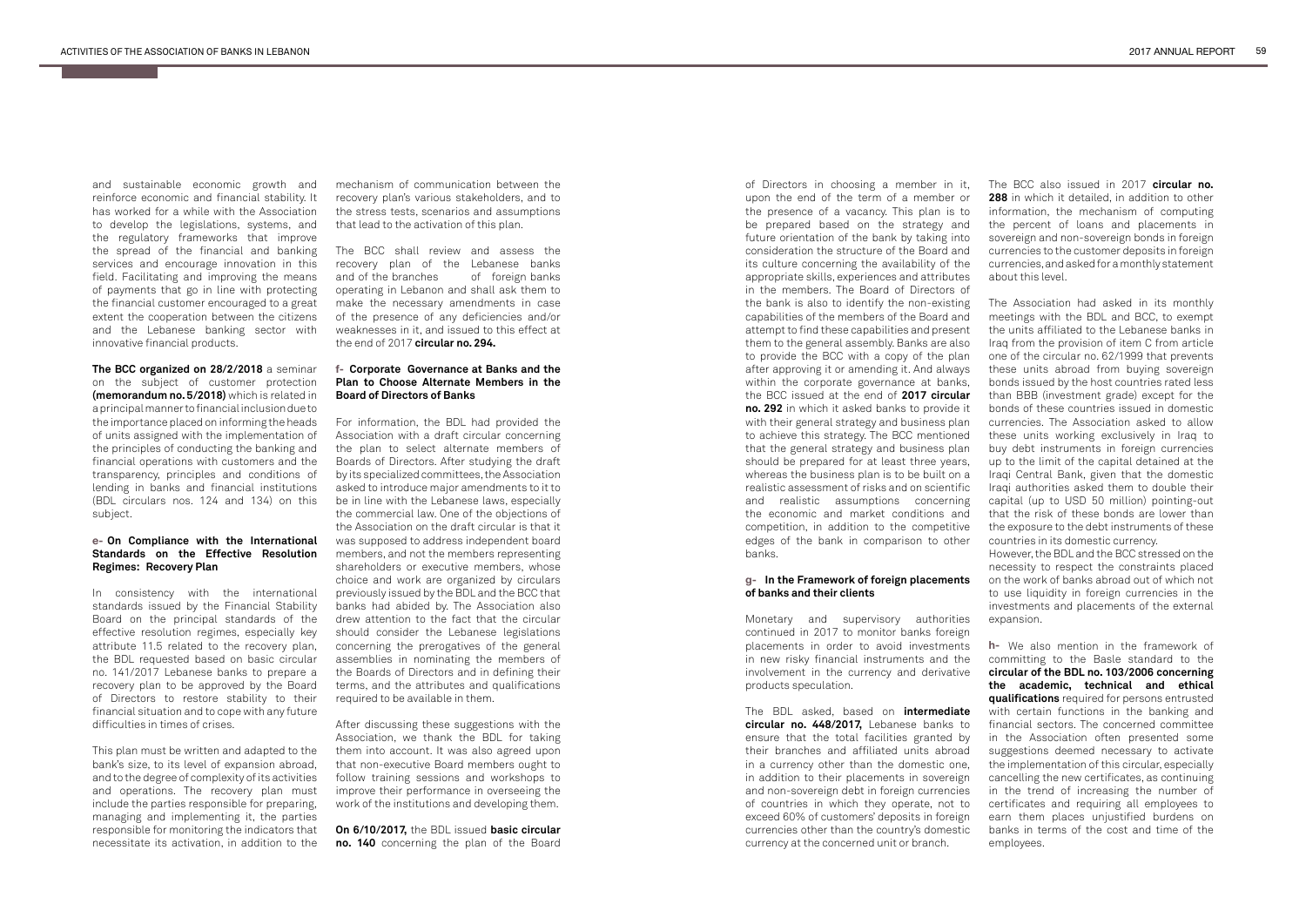and sustainable economic growth and reinforce economic and financial stability. It has worked for a while with the Association to develop the legislations, systems, and the regulatory frameworks that improve the spread of the financial and banking services and encourage innovation in this field. Facilitating and improving the means of payments that go in line with protecting the financial customer encouraged to a great extent the cooperation between the citizens and the Lebanese banking sector with innovative financial products.

**The BCC organized on 28/2/2018** a seminar on the subject of customer protection **(memorandum no. 5/2018)** which is related in a principal manner to financial inclusion due to the importance placed on informing the heads of units assigned with the implementation of the principles of conducting the banking and financial operations with customers and the transparency, principles and conditions of lending in banks and financial institutions (BDL circulars nos. 124 and 134) on this subject.

#### e- On Compliance with the International Standards on the Effective Resolution Regimes: Recovery Plan

In consistency with the international standards issued by the Financial Stability Board on the principal standards of the effective resolution regimes, especially key attribute 11.5 related to the recovery plan, the BDL requested based on basic circular no. 141/2017 Lebanese banks to prepare a recovery plan to be approved by the Board of Directors to restore stability to their financial situation and to cope with any future difficulties in times of crises.

This plan must be written and adapted to the bank's size, to its level of expansion abroad, and to the degree of complexity of its activities and operations. The recovery plan must include the parties responsible for preparing, managing and implementing it, the parties responsible for monitoring the indicators that necessitate its activation, in addition to the mechanism of communication between the recovery plan's various stakeholders, and to the stress tests, scenarios and assumptions that lead to the activation of this plan.

The BCC shall review and assess the recovery plan of the Lebanese banks and of the branches of foreign banks operating in Lebanon and shall ask them to make the necessary amendments in case of the presence of any deficiencies and/or weaknesses in it, and issued to this effect at the end of 2017 **circular no. 294.**

#### f- Corporate Governance at Banks and the Plan to Choose Alternate Members in the Board of Directors of Banks

For information, the BDL had provided the Association with a draft circular concerning the plan to select alternate members of Boards of Directors. After studying the draft by its specialized committees, the Association asked to introduce major amendments to it to be in line with the Lebanese laws, especially the commercial law. One of the objections of the Association on the draft circular is that it was supposed to address independent board members, and not the members representing shareholders or executive members, whose choice and work are organized by circulars previously issued by the BDL and the BCC that banks had abided by. The Association also drew attention to the fact that the circular should consider the Lebanese legislations concerning the prerogatives of the general assemblies in nominating the members of the Boards of Directors and in defining their terms, and the attributes and qualifications required to be available in them.

After discussing these suggestions with the Association, we thank the BDL for taking them into account. It was also agreed upon that non-executive Board members ought to follow training sessions and workshops to improve their performance in overseeing the work of the institutions and developing them.

**On 6/10/2017,** the BDL issued **basic circular no. 140** concerning the plan of the Board of Directors in choosing a member in it, upon the end of the term of a member or the presence of a vacancy. This plan is to be prepared based on the strategy and future orientation of the bank by taking into consideration the structure of the Board and its culture concerning the availability of the appropriate skills, experiences and attributes in the members. The Board of Directors of the bank is also to identify the non-existing capabilities of the members of the Board and attempt to find these capabilities and present them to the general assembly. Banks are also to provide the BCC with a copy of the plan after approving it or amending it. And always within the corporate governance at banks, the BCC issued at the end of **2017 circular no. 292** in which it asked banks to provide it with their general strategy and business plan to achieve this strategy. The BCC mentioned that the general strategy and business plan should be prepared for at least three years, whereas the business plan is to be built on a realistic assessment of risks and on scientific and realistic assumptions concerning the economic and market conditions and competition, in addition to the competitive edges of the bank in comparison to other banks.

#### g- In the Framework of foreign placements of banks and their clients

Monetary and supervisory authorities continued in 2017 to monitor banks foreign placements in order to avoid investments in new risky financial instruments and the involvement in the currency and derivative products speculation.

The BDL asked, based on **intermediate circular no. 448/2017,** Lebanese banks to ensure that the total facilities granted by their branches and affiliated units abroad in a currency other than the domestic one, in addition to their placements in sovereign and non-sovereign debt in foreign currencies of countries in which they operate, not to exceed 60% of customers' deposits in foreign currencies other than the country's domestic currency at the concerned unit or branch.

The BCC also issued in 2017 **circular no. 288** in which it detailed, in addition to other information, the mechanism of computing the percent of loans and placements in sovereign and non-sovereign bonds in foreign currencies to the customer deposits in foreign currencies, and asked for a monthly statement about this level.

The Association had asked in its monthly meetings with the BDL and BCC, to exempt the units affiliated to the Lebanese banks in Iraq from the provision of item C from article one of the circular no. 62/1999 that prevents these units abroad from buying sovereign bonds issued by the host countries rated less than BBB (investment grade) except for the bonds of these countries issued in domestic currencies. The Association asked to allow these units working exclusively in Iraq to buy debt instruments in foreign currencies up to the limit of the capital detained at the Iraqi Central Bank, given that the domestic Iraqi authorities asked them to double their capital (up to USD 50 million) pointing-out that the risk of these bonds are lower than the exposure to the debt instruments of these countries in its domestic currency.

However, the BDL and the BCC stressed on the necessity to respect the constraints placed on the work of banks abroad out of which not to use liquidity in foreign currencies in the investments and placements of the external expansion.

**h-** We also mention in the framework of committing to the Basle standard to the **circular of the BDL no. 103/2006 concerning the academic, technical and ethical qualifications** required for persons entrusted with certain functions in the banking and financial sectors. The concerned committee in the Association often presented some suggestions deemed necessary to activate the implementation of this circular, especially cancelling the new certificates, as continuing in the trend of increasing the number of certificates and requiring all employees to earn them places unjustified burdens on banks in terms of the cost and time of the employees.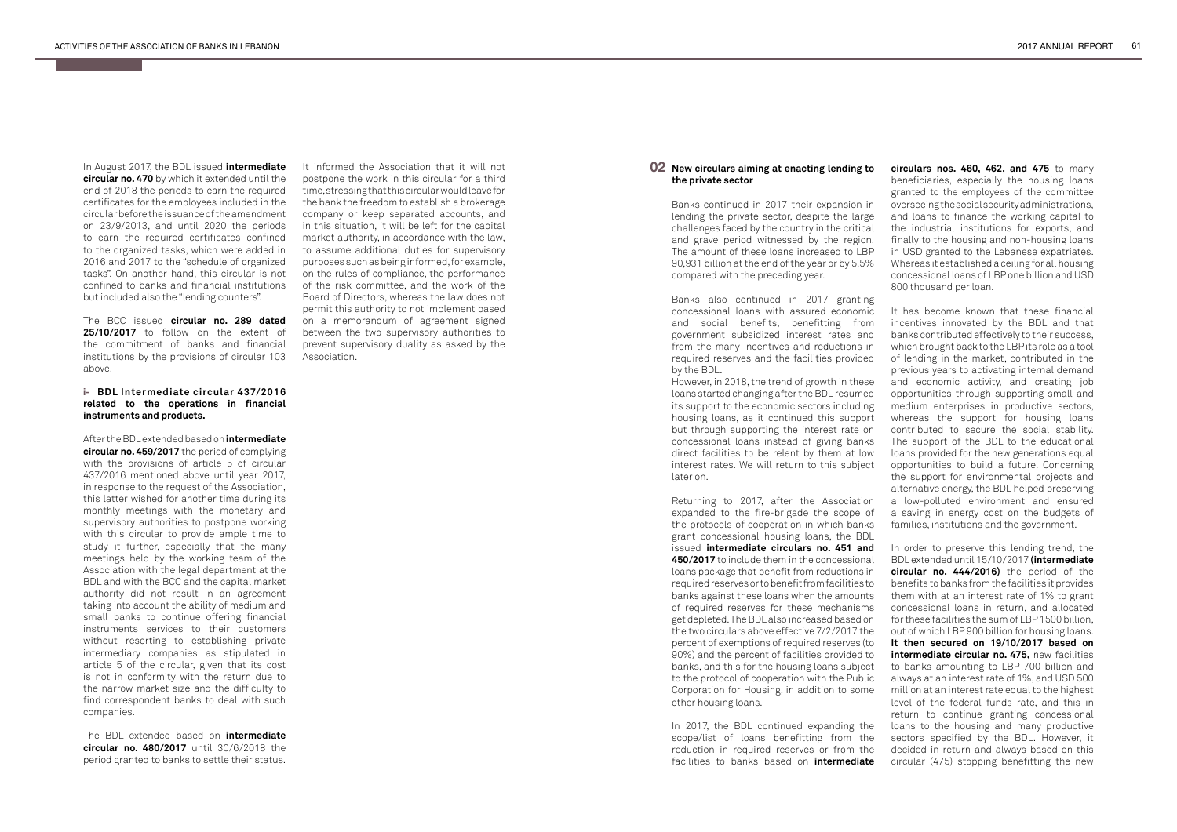In August 2017, the BDL issued **intermediate circular no. 470** by which it extended until the end of 2018 the periods to earn the required certificates for the employees included in the circular before the issuance of the amendment on 23/9/2013, and until 2020 the periods to earn the required certificates confined to the organized tasks, which were added in 2016 and 2017 to the "schedule of organized tasks". On another hand, this circular is not confined to banks and financial institutions but included also the "lending counters".

The BCC issued **circular no. 289 dated 25/10/2017** to follow on the extent of the commitment of banks and financial institutions by the provisions of circular 103 above.

#### i- BDL Intermediate circular 437/2016 related to the operations in financial instruments and products.

After the BDL extended based on **intermediate circular no. 459/2017** the period of complying with the provisions of article 5 of circular 437/2016 mentioned above until year 2017, in response to the request of the Association, this latter wished for another time during its monthly meetings with the monetary and supervisory authorities to postpone working with this circular to provide ample time to study it further, especially that the many meetings held by the working team of the Association with the legal department at the BDL and with the BCC and the capital market authority did not result in an agreement taking into account the ability of medium and small banks to continue offering financial instruments services to their customers without resorting to establishing private intermediary companies as stipulated in article 5 of the circular, given that its cost is not in conformity with the return due to the narrow market size and the difficulty to find correspondent banks to deal with such companies.

The BDL extended based on **intermediate circular no. 480/2017** until 30/6/2018 the period granted to banks to settle their status. It informed the Association that it will not postpone the work in this circular for a third time, stressing that this circular would leave for the bank the freedom to establish a brokerage company or keep separated accounts, and in this situation, it will be left for the capital market authority, in accordance with the law, to assume additional duties for supervisory purposes such as being informed, for example, on the rules of compliance, the performance of the risk committee, and the work of the Board of Directors, whereas the law does not permit this authority to not implement based on a memorandum of agreement signed between the two supervisory authorities to prevent supervisory duality as asked by the Association.

## 02 New circulars aiming at enacting lending to the private sector

Banks continued in 2017 their expansion in lending the private sector, despite the large challenges faced by the country in the critical and grave period witnessed by the region. The amount of these loans increased to LBP 90,931 billion at the end of the year or by 5.5% compared with the preceding year.

Banks also continued in 2017 granting concessional loans with assured economic and social benefits, benefitting from government subsidized interest rates and from the many incentives and reductions in required reserves and the facilities provided by the BDL.

However, in 2018, the trend of growth in these loans started changing after the BDL resumed its support to the economic sectors including housing loans, as it continued this support but through supporting the interest rate on concessional loans instead of giving banks direct facilities to be relent by them at low interest rates. We will return to this subject later on.

Returning to 2017, after the Association expanded to the fire-brigade the scope of the protocols of cooperation in which banks grant concessional housing loans, the BDL issued **intermediate circulars no. 451 and 450/2017** to include them in the concessional loans package that benefit from reductions in required reserves or to benefit from facilities to banks against these loans when the amounts of required reserves for these mechanisms get depleted. The BDL also increased based on the two circulars above effective 7/2/2017 the percent of exemptions of required reserves (to 90%) and the percent of facilities provided to banks, and this for the housing loans subject to the protocol of cooperation with the Public Corporation for Housing, in addition to some other housing loans.

In 2017, the BDL continued expanding the scope/list of loans benefitting from the reduction in required reserves or from the facilities to banks based on **intermediate circulars nos. 460, 462, and 475** to many beneficiaries, especially the housing loans granted to the employees of the committee overseeing the social security administrations, and loans to finance the working capital to the industrial institutions for exports, and finally to the housing and non-housing loans in USD granted to the Lebanese expatriates. Whereas it established a ceiling for all housing concessional loans of LBP one billion and USD 800 thousand per loan.

It has become known that these financial incentives innovated by the BDL and that banks contributed effectively to their success, which brought back to the LBP its role as a tool of lending in the market, contributed in the previous years to activating internal demand and economic activity, and creating job opportunities through supporting small and medium enterprises in productive sectors, whereas the support for housing loans contributed to secure the social stability. The support of the BDL to the educational loans provided for the new generations equal opportunities to build a future. Concerning the support for environmental projects and alternative energy, the BDL helped preserving a low-polluted environment and ensured a saving in energy cost on the budgets of families, institutions and the government.

In order to preserve this lending trend, the BDL extended until 15/10/2017 **(intermediate circular no. 444/2016)** the period of the benefits to banks from the facilities it provides them with at an interest rate of 1% to grant concessional loans in return, and allocated for these facilities the sum of LBP 1500 billion, out of which LBP 900 billion for housing loans. **It then secured on 19/10/2017 based on intermediate circular no. 475,** new facilities to banks amounting to LBP 700 billion and always at an interest rate of 1%, and USD 500 million at an interest rate equal to the highest level of the federal funds rate, and this in return to continue granting concessional loans to the housing and many productive sectors specified by the BDL. However, it decided in return and always based on this circular (475) stopping benefitting the new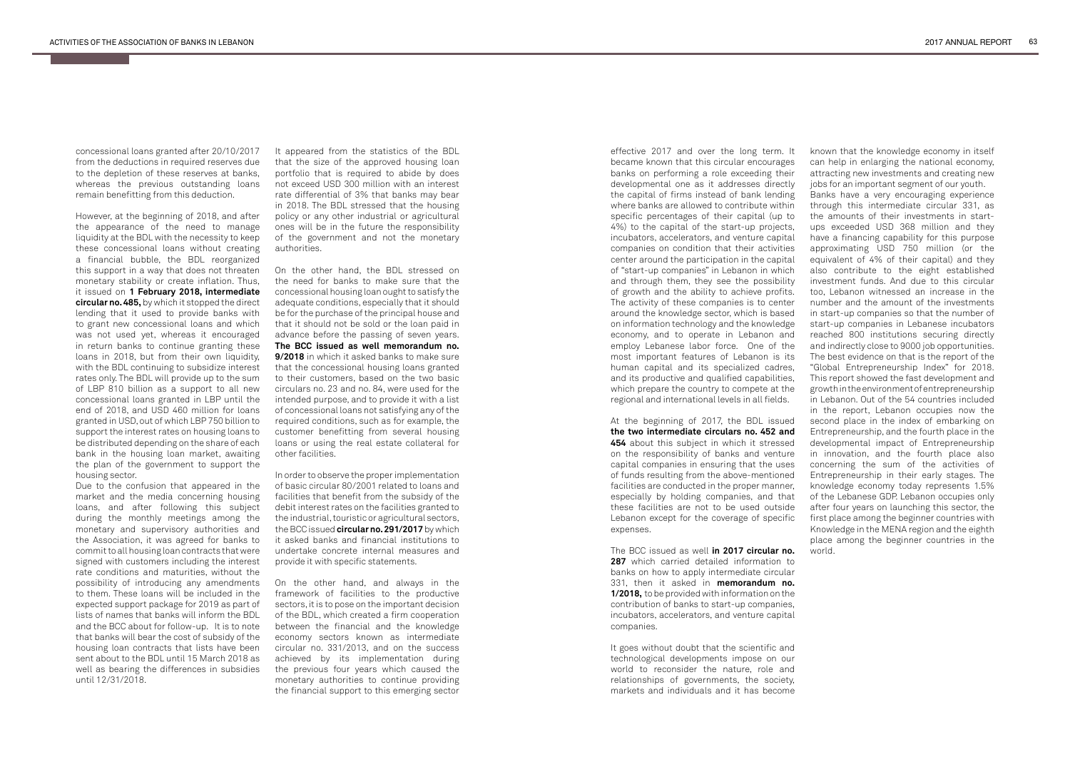concessional loans granted after 20/10/2017 from the deductions in required reserves due to the depletion of these reserves at banks, whereas the previous outstanding loans remain benefitting from this deduction.

However, at the beginning of 2018, and after the appearance of the need to manage liquidity at the BDL with the necessity to keep these concessional loans without creating a financial bubble, the BDL reorganized this support in a way that does not threaten monetary stability or create inflation. Thus, it issued on **1 February 2018, intermediate circular no. 485,** by which it stopped the direct lending that it used to provide banks with to grant new concessional loans and which was not used yet, whereas it encouraged in return banks to continue granting these loans in 2018, but from their own liquidity, with the BDL continuing to subsidize interest rates only. The BDL will provide up to the sum of LBP 810 billion as a support to all new concessional loans granted in LBP until the end of 2018, and USD 460 million for loans granted in USD, out of which LBP 750 billion to support the interest rates on housing loans to be distributed depending on the share of each bank in the housing loan market, awaiting the plan of the government to support the housing sector.

Due to the confusion that appeared in the market and the media concerning housing loans, and after following this subject during the monthly meetings among the monetary and supervisory authorities and the Association, it was agreed for banks to commit to all housing loan contracts that were signed with customers including the interest rate conditions and maturities, without the possibility of introducing any amendments to them. These loans will be included in the expected support package for 2019 as part of lists of names that banks will inform the BDL and the BCC about for follow-up. It is to note that banks will bear the cost of subsidy of the housing loan contracts that lists have been sent about to the BDL until 15 March 2018 as well as bearing the differences in subsidies until 12/31/2018.

It appeared from the statistics of the BDL that the size of the approved housing loan portfolio that is required to abide by does not exceed USD 300 million with an interest rate differential of 3% that banks may bear in 2018. The BDL stressed that the housing policy or any other industrial or agricultural ones will be in the future the responsibility of the government and not the monetary authorities.

On the other hand, the BDL stressed on the need for banks to make sure that the concessional housing loan ought to satisfy the adequate conditions, especially that it should be for the purchase of the principal house and that it should not be sold or the loan paid in advance before the passing of seven years. **The BCC issued as well memorandum no. 9/2018** in which it asked banks to make sure that the concessional housing loans granted to their customers, based on the two basic circulars no. 23 and no. 84, were used for the intended purpose, and to provide it with a list of concessional loans not satisfying any of the required conditions, such as for example, the customer benefitting from several housing loans or using the real estate collateral for other facilities.

In order to observe the proper implementation of basic circular 80/2001 related to loans and facilities that benefit from the subsidy of the debit interest rates on the facilities granted to the industrial, touristic or agricultural sectors, the BCC issued **circular no. 291/2017** by which it asked banks and financial institutions to undertake concrete internal measures and provide it with specific statements.

On the other hand, and always in the framework of facilities to the productive sectors, it is to pose on the important decision of the BDL, which created a firm cooperation between the financial and the knowledge economy sectors known as intermediate circular no. 331/2013, and on the success achieved by its implementation during the previous four years which caused the monetary authorities to continue providing the financial support to this emerging sector effective 2017 and over the long term. It became known that this circular encourages banks on performing a role exceeding their developmental one as it addresses directly the capital of firms instead of bank lending where banks are allowed to contribute within specific percentages of their capital (up to 4%) to the capital of the start-up projects, incubators, accelerators, and venture capital companies on condition that their activities center around the participation in the capital of "start-up companies" in Lebanon in which and through them, they see the possibility of growth and the ability to achieve profits. The activity of these companies is to center around the knowledge sector, which is based on information technology and the knowledge economy, and to operate in Lebanon and employ Lebanese labor force. One of the most important features of Lebanon is its human capital and its specialized cadres, and its productive and qualified capabilities, which prepare the country to compete at the regional and international levels in all fields.

At the beginning of 2017, the BDL issued **the two intermediate circulars no. 452 and 454** about this subject in which it stressed on the responsibility of banks and venture capital companies in ensuring that the uses of funds resulting from the above-mentioned facilities are conducted in the proper manner, especially by holding companies, and that these facilities are not to be used outside Lebanon except for the coverage of specific expenses.

The BCC issued as well **in 2017 circular no. 287** which carried detailed information to banks on how to apply intermediate circular 331, then it asked in **memorandum no. 1/2018,** to be provided with information on the contribution of banks to start-up companies, incubators, accelerators, and venture capital companies.

It goes without doubt that the scientific and technological developments impose on our world to reconsider the nature, role and relationships of governments, the society, markets and individuals and it has become known that the knowledge economy in itself can help in enlarging the national economy, attracting new investments and creating new jobs for an important segment of our youth. Banks have a very encouraging experience through this intermediate circular 331, as the amounts of their investments in start-ups exceeded USD 368 million and they have a financing capability for this purpose approximating USD 750 million (or the equivalent of 4% of their capital) and they also contribute to the eight established investment funds. And due to this circular too, Lebanon witnessed an increase in the number and the amount of the investments in start-up companies so that the number of start-up companies in Lebanese incubators reached 800 institutions securing directly and indirectly close to 9000 job opportunities. The best evidence on that is the report of the "Global Entrepreneurship Index" for 2018. This report showed the fast development and growth in the environment of entrepreneurship in Lebanon. Out of the 54 countries included in the report, Lebanon occupies now the second place in the index of embarking on Entrepreneurship, and the fourth place in the developmental impact of Entrepreneurship in innovation, and the fourth place also concerning the sum of the activities of Entrepreneurship in their early stages. The knowledge economy today represents 1.5% of the Lebanese GDP. Lebanon occupies only after four years on launching this sector, the first place among the beginner countries with Knowledge in the MENA region and the eighth place among the beginner countries in the world.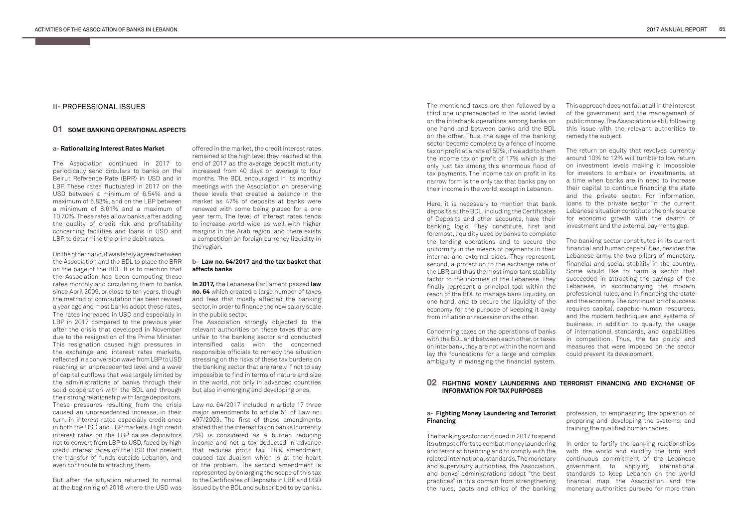## II- PROFESSIONAL ISSUES

### 01 SOME BANKING OPERATIONAL ASPECTS

#### a- Rationalizing Interest Rates Market

The Association continued in 2017 to periodically send circulars to banks on the Beirut Reference Rate (BRR) in USD and in LBP. These rates fluctuated in 2017 on the USD between a minimum of 6.54% and a maximum of 6.83%, and on the LBP between a minimum of 8.61% and a maximum of 10.70%. These rates allow banks, after adding the quality of credit risk and profitability concerning facilities and loans in USD and LBP, to determine the prime debit rates.

On the other hand, it was lately agreed between the Association and the BDL to place the BRR on the page of the BDL. It is to mention that the Association has been computing these rates monthly and circulating them to banks since April 2009, or close to ten years, though the method of computation has been revised a year ago and most banks adopt these rates. The rates increased in USD and especially in LBP in 2017 compared to the previous year after the crisis that developed in November due to the resignation of the Prime Minister. This resignation caused high pressures in the exchange and interest rates markets, reflected in a conversion wave from LBP to USD reaching an unprecedented level and a wave of capital outflows that was largely limited by the administrations of banks through their solid cooperation with the BDL and through their strong relationship with large depositors. These pressures resulting from the crisis caused an unprecedented increase, in their turn, in interest rates especially credit ones in both the USD and LBP markets. High credit interest rates on the LBP cause depositors not to convert from LBP to USD, faced by high credit interest rates on the USD that prevent the transfer of funds outside Lebanon, and even contribute to attracting them.

But after the situation returned to normal at the beginning of 2018 where the USD was offered in the market, the credit interest rates remained at the high level they reached at the end of 2017 as the average deposit maturity increased from 40 days on average to four months. The BDL encouraged in its monthly meetings with the Association on preserving these levels that created a balance in the market as 47% of deposits at banks were renewed with some being placed for a one year term. The level of interest rates tends to increase world-wide as well with higher margins in the Arab region, and there exists a competition on foreign currency liquidity in the region.

#### b- Law no. 64/2017 and the tax basket that affects banks

**In 2017,** the Lebanese Parliament passed **law no. 64** which created a large number of taxes and fees that mostly affected the banking sector, in order to finance the new salary scale in the public sector.

The Association strongly objected to the relevant authorities on these taxes that are unfair to the banking sector and conducted intensified calls with the concerned responsible officials to remedy the situation stressing on the risks of these tax burdens on the banking sector that are rarely if not to say impossible to find in terms of nature and size in the world, not only in advanced countries but also in emerging and developing ones.

Law no. 64/2017 included in article 17 three major amendments to article 51 of Law no. 497/2003. The first of these amendments stated that the interest tax on banks (currently 7%) is considered as a burden reducing income and not a tax deducted in advance that reduces profit tax. This amendment caused tax dualism which is at the heart of the problem. The second amendment is represented by enlarging the scope of this tax to the Certificates of Deposits in LBP and USD issued by the BDL and subscribed to by banks.

The mentioned taxes are then followed by a third one unprecedented in the world levied on the interbank operations among banks on one hand and between banks and the BDL on the other. Thus, the siege of the banking sector became complete by a fence of income tax on profit at a rate of 50%, if we add to them the income tax on profit of 17% which is the only just tax among this enormous flood of tax payments. The income tax on profit in its narrow form is the only tax that banks pay on their income in the world, except in Lebanon.

Here, it is necessary to mention that bank deposits at the BDL, including the Certificates of Deposits and other accounts, have their banking logic. They constitute, first and foremost, liquidity used by banks to complete the lending operations and to secure the uniformity in the means of payments in their internal and external sides. They represent, second, a protection to the exchange rate of the LBP, and thus the most important stability factor to the incomes of the Lebanese. They finally represent a principal tool within the reach of the BDL to manage bank liquidity, on one hand, and to secure the liquidity of the economy for the purpose of keeping it away from inflation or recession on the other.

Concerning taxes on the operations of banks with the BDL and between each other, or taxes on interbank, they are not within the norm and lay the foundations for a large and complex ambiguity in managing the financial system.

This approach does not fall at all in the interest of the government and the management of public money. The Association is still following this issue with the relevant authorities to remedy the subject.

The return on equity that revolves currently around 10% to 12% will tumble to low return on investment levels making it impossible for investors to embark on investments, at a time when banks are in need to increase their capital to continue financing the state and the private sector. For information, loans to the private sector in the current Lebanese situation constitute the only source for economic growth with the dearth of investment and the external payments gap.

The banking sector constitutes in its current financial and human capabilities, besides the Lebanese army, the two pillars of monetary, financial and social stability in the country. Some would like to harm a sector that succeeded in attracting the savings of the Lebanese, in accompanying the modern professional rules, and in financing the state and the economy. The continuation of success requires capital, capable human resources, and the modern techniques and systems of business, in addition to quality, the usage of international standards, and capabilities in competition. Thus, the tax policy and measures that were imposed on the sector could prevent its development.

### 02 FIGHTING MONEY LAUNDERING AND TERRORIST FINANCING AND EXCHANGE OF INFORMATION FOR TAX PURPOSES

#### a- Fighting Money Laundering and Terrorist Financing

The banking sector continued in 2017 to spend its utmost efforts to combat money laundering and terrorist financing and to comply with the related international standards. The monetary and supervisory authorities, the Association, and banks' administrations adopt "the best practices" in this domain from strengthening the rules, pacts and ethics of the banking profession, to emphasizing the operation of preparing and developing the systems, and training the qualified human cadres.

In order to fortify the banking relationships with the world and solidify the firm and continuous commitment of the Lebanese government to applying international standards to keep Lebanon on the world financial map, the Association and the monetary authorities pursued for more than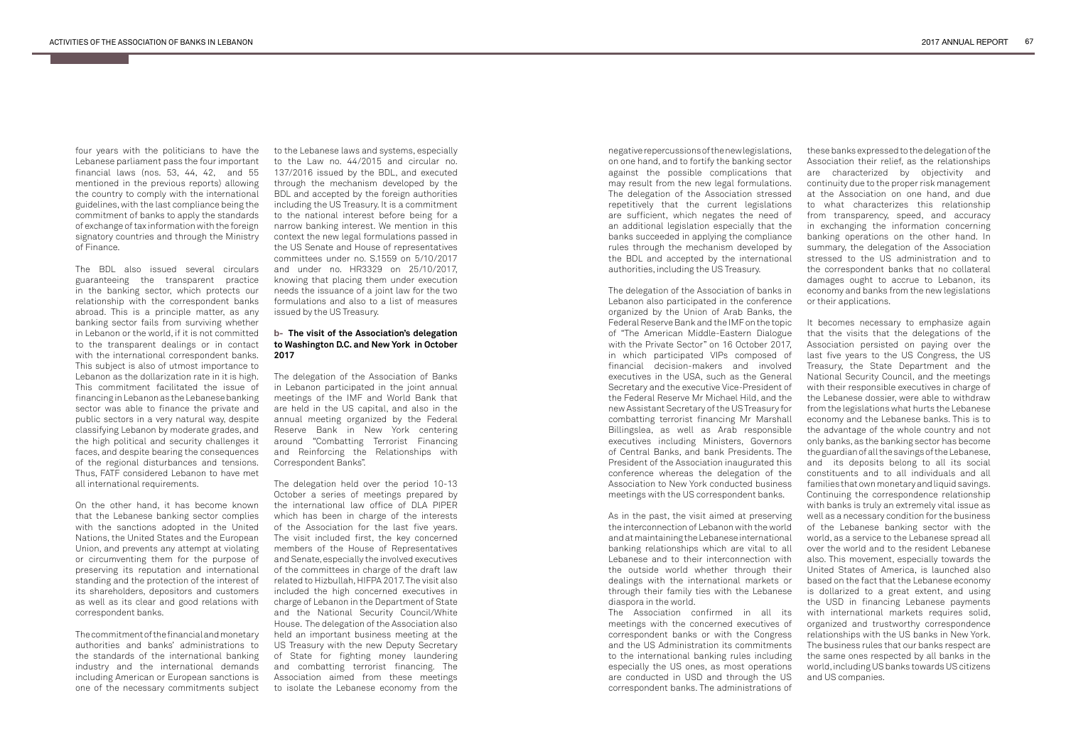four years with the politicians to have the Lebanese parliament pass the four important financial laws (nos. 53, 44, 42, and 55 mentioned in the previous reports) allowing the country to comply with the international guidelines, with the last compliance being the commitment of banks to apply the standards of exchange of tax information with the foreign signatory countries and through the Ministry of Finance.

The BDL also issued several circulars guaranteeing the transparent practice in the banking sector, which protects our relationship with the correspondent banks abroad. This is a principle matter, as any banking sector fails from surviving whether in Lebanon or the world, if it is not committed to the transparent dealings or in contact with the international correspondent banks. This subject is also of utmost importance to Lebanon as the dollarization rate in it is high. This commitment facilitated the issue of financing in Lebanon as the Lebanese banking sector was able to finance the private and public sectors in a very natural way, despite classifying Lebanon by moderate grades, and the high political and security challenges it faces, and despite bearing the consequences of the regional disturbances and tensions. Thus, FATF considered Lebanon to have met all international requirements.

On the other hand, it has become known that the Lebanese banking sector complies with the sanctions adopted in the United Nations, the United States and the European Union, and prevents any attempt at violating or circumventing them for the purpose of preserving its reputation and international standing and the protection of the interest of its shareholders, depositors and customers as well as its clear and good relations with correspondent banks.

The commitment of the financial and monetary authorities and banks' administrations to the standards of the international banking industry and the international demands including American or European sanctions is one of the necessary commitments subject to the Lebanese laws and systems, especially to the Law no. 44/2015 and circular no. 137/2016 issued by the BDL, and executed through the mechanism developed by the BDL and accepted by the foreign authorities including the US Treasury. It is a commitment to the national interest before being for a narrow banking interest. We mention in this context the new legal formulations passed in the US Senate and House of representatives committees under no. S.1559 on 5/10/2017 and under no. HR3329 on 25/10/2017, knowing that placing them under execution needs the issuance of a joint law for the two formulations and also to a list of measures issued by the US Treasury.

### b- The visit of the Association's delegation to Washington D.C. and New York in October 2017

The delegation of the Association of Banks in Lebanon participated in the joint annual meetings of the IMF and World Bank that are held in the US capital, and also in the annual meeting organized by the Federal Reserve Bank in New York centering around "Combatting Terrorist Financing and Reinforcing the Relationships with Correspondent Banks".

The delegation held over the period 10-13 October a series of meetings prepared by the international law office of DLA PIPER which has been in charge of the interests of the Association for the last five years. The visit included first, the key concerned members of the House of Representatives and Senate, especially the involved executives of the committees in charge of the draft law related to Hizbullah, HIFPA 2017. The visit also included the high concerned executives in charge of Lebanon in the Department of State and the National Security Council/White House. The delegation of the Association also held an important business meeting at the US Treasury with the new Deputy Secretary of State for fighting money laundering and combatting terrorist financing. The Association aimed from these meetings to isolate the Lebanese economy from the negative repercussions of the new legislations, on one hand, and to fortify the banking sector against the possible complications that may result from the new legal formulations. The delegation of the Association stressed repetitively that the current legislations are sufficient, which negates the need of an additional legislation especially that the banks succeeded in applying the compliance rules through the mechanism developed by the BDL and accepted by the international authorities, including the US Treasury.

The delegation of the Association of banks in Lebanon also participated in the conference organized by the Union of Arab Banks, the Federal Reserve Bank and the IMF on the topic of "The American Middle-Eastern Dialogue with the Private Sector" on 16 October 2017, in which participated VIPs composed of financial decision-makers and involved executives in the USA, such as the General Secretary and the executive Vice-President of the Federal Reserve Mr Michael Hild, and the new Assistant Secretary of the US Treasury for combatting terrorist financing Mr Marshall Billingslea, as well as Arab responsible executives including Ministers, Governors of Central Banks, and bank Presidents. The President of the Association inaugurated this conference whereas the delegation of the Association to New York conducted business meetings with the US correspondent banks.

As in the past, the visit aimed at preserving the interconnection of Lebanon with the world and at maintaining the Lebanese international banking relationships which are vital to all Lebanese and to their interconnection with the outside world whether through their dealings with the international markets or through their family ties with the Lebanese diaspora in the world.

The Association confirmed in all its meetings with the concerned executives of correspondent banks or with the Congress and the US Administration its commitments to the international banking rules including especially the US ones, as most operations are conducted in USD and through the US correspondent banks. The administrations of these banks expressed to the delegation of the Association their relief, as the relationships are characterized by objectivity and continuity due to the proper risk management at the Association on one hand, and due to what characterizes this relationship from transparency, speed, and accuracy in exchanging the information concerning banking operations on the other hand. In summary, the delegation of the Association stressed to the US administration and to the correspondent banks that no collateral damages ought to accrue to Lebanon, its economy and banks from the new legislations or their applications.

It becomes necessary to emphasize again that the visits that the delegations of the Association persisted on paying over the last five years to the US Congress, the US Treasury, the State Department and the National Security Council, and the meetings with their responsible executives in charge of the Lebanese dossier, were able to withdraw from the legislations what hurts the Lebanese economy and the Lebanese banks. This is to the advantage of the whole country and not only banks, as the banking sector has become the guardian of all the savings of the Lebanese, and its deposits belong to all its social constituents and to all individuals and all families that own monetary and liquid savings. Continuing the correspondence relationship with banks is truly an extremely vital issue as well as a necessary condition for the business of the Lebanese banking sector with the world, as a service to the Lebanese spread all over the world and to the resident Lebanese also. This movement, especially towards the United States of America, is launched also based on the fact that the Lebanese economy is dollarized to a great extent, and using the USD in financing Lebanese payments with international markets requires solid, organized and trustworthy correspondence relationships with the US banks in New York. The business rules that our banks respect are the same ones respected by all banks in the world, including US banks towards US citizens and US companies.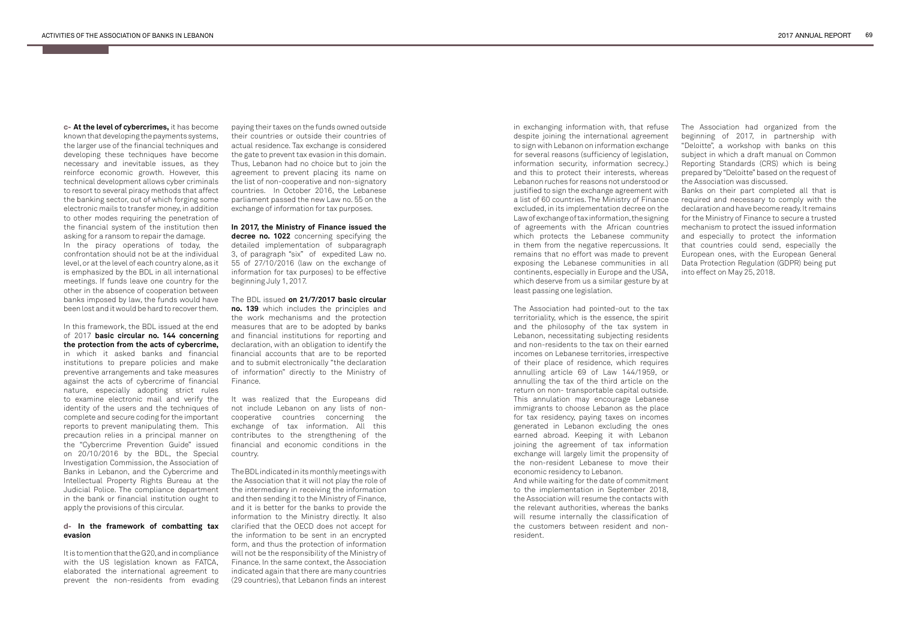**c- At the level of cybercrimes,** it has become known that developing the payments systems, the larger use of the financial techniques and developing these techniques have become necessary and inevitable issues, as they reinforce economic growth. However, this technical development allows cyber criminals to resort to several piracy methods that affect the banking sector, out of which forging some electronic mails to transfer money, in addition to other modes requiring the penetration of the financial system of the institution then asking for a ransom to repair the damage.

In the piracy operations of today, the confrontation should not be at the individual level, or at the level of each country alone, as it is emphasized by the BDL in all international meetings. If funds leave one country for the other in the absence of cooperation between banks imposed by law, the funds would have been lost and it would be hard to recover them.

In this framework, the BDL issued at the end of 2017 **basic circular no. 144 concerning the protection from the acts of cybercrime,** in which it asked banks and financial institutions to prepare policies and make preventive arrangements and take measures against the acts of cybercrime of financial nature, especially adopting strict rules to examine electronic mail and verify the identity of the users and the techniques of complete and secure coding for the important reports to prevent manipulating them. This precaution relies in a principal manner on the "Cybercrime Prevention Guide" issued on 20/10/2016 by the BDL, the Special Investigation Commission, the Association of Banks in Lebanon, and the Cybercrime and Intellectual Property Rights Bureau at the Judicial Police. The compliance department in the bank or financial institution ought to apply the provisions of this circular.

**d- In the framework of combatting tax evasion**

It is to mention that the G20, and in compliance with the US legislation known as FATCA, elaborated the international agreement to prevent the non-residents from evading paying their taxes on the funds owned outside their countries or outside their countries of actual residence. Tax exchange is considered the gate to prevent tax evasion in this domain. Thus, Lebanon had no choice but to join the agreement to prevent placing its name on the list of non-cooperative and non-signatory countries. In October 2016, the Lebanese parliament passed the new Law no. 55 on the exchange of information for tax purposes.

**In 2017, the Ministry of Finance issued the decree no. 1022** concerning specifying the detailed implementation of subparagraph 3, of paragraph "six" of expedited Law no. 55 of 27/10/2016 (law on the exchange of information for tax purposes) to be effective beginning July 1, 2017.

The BDL issued **on 21/7/2017 basic circular no. 139** which includes the principles and the work mechanisms and the protection measures that are to be adopted by banks and financial institutions for reporting and declaration, with an obligation to identify the financial accounts that are to be reported and to submit electronically "the declaration of information" directly to the Ministry of Finance.

It was realized that the Europeans did not include Lebanon on any lists of non-cooperative countries concerning the exchange of tax information. All this contributes to the strengthening of the financial and economic conditions in the country.

The BDL indicated in its monthly meetings with the Association that it will not play the role of the intermediary in receiving the information and then sending it to the Ministry of Finance, and it is better for the banks to provide the information to the Ministry directly. It also clarified that the OECD does not accept for the information to be sent in an encrypted form, and thus the protection of information will not be the responsibility of the Ministry of Finance. In the same context, the Association indicated again that there are many countries (29 countries), that Lebanon finds an interest in exchanging information with, that refuse despite joining the international agreement to sign with Lebanon on information exchange for several reasons (sufficiency of legislation, information security, information secrecy..) and this to protect their interests, whereas Lebanon ruches for reasons not understood or justified to sign the exchange agreement with a list of 60 countries. The Ministry of Finance excluded, in its implementation decree on the Law of exchange of tax information, the signing of agreements with the African countries which protects the Lebanese community in them from the negative repercussions. It remains that no effort was made to prevent exposing the Lebanese communities in all continents, especially in Europe and the USA, which deserve from us a similar gesture by at least passing one legislation.

The Association had pointed-out to the tax territoriality, which is the essence, the spirit and the philosophy of the tax system in Lebanon, necessitating subjecting residents and non-residents to the tax on their earned incomes on Lebanese territories, irrespective of their place of residence, which requires annulling article 69 of Law 144/1959, or annulling the tax of the third article on the return on non- transportable capital outside. This annulation may encourage Lebanese immigrants to choose Lebanon as the place for tax residency, paying taxes on incomes generated in Lebanon excluding the ones earned abroad. Keeping it with Lebanon joining the agreement of tax information exchange will largely limit the propensity of the non-resident Lebanese to move their economic residency to Lebanon.

And while waiting for the date of commitment to the implementation in September 2018, the Association will resume the contacts with the relevant authorities, whereas the banks will resume internally the classification of the customers between resident and non-resident.

The Association had organized from the beginning of 2017, in partnership with "Deloitte", a workshop with banks on this subject in which a draft manual on Common Reporting Standards (CRS) which is being prepared by "Deloitte" based on the request of the Association was discussed.

Banks on their part completed all that is required and necessary to comply with the declaration and have become ready. It remains for the Ministry of Finance to secure a trusted mechanism to protect the issued information and especially to protect the information that countries could send, especially the European ones, with the European General Data Protection Regulation (GDPR) being put into effect on May 25, 2018.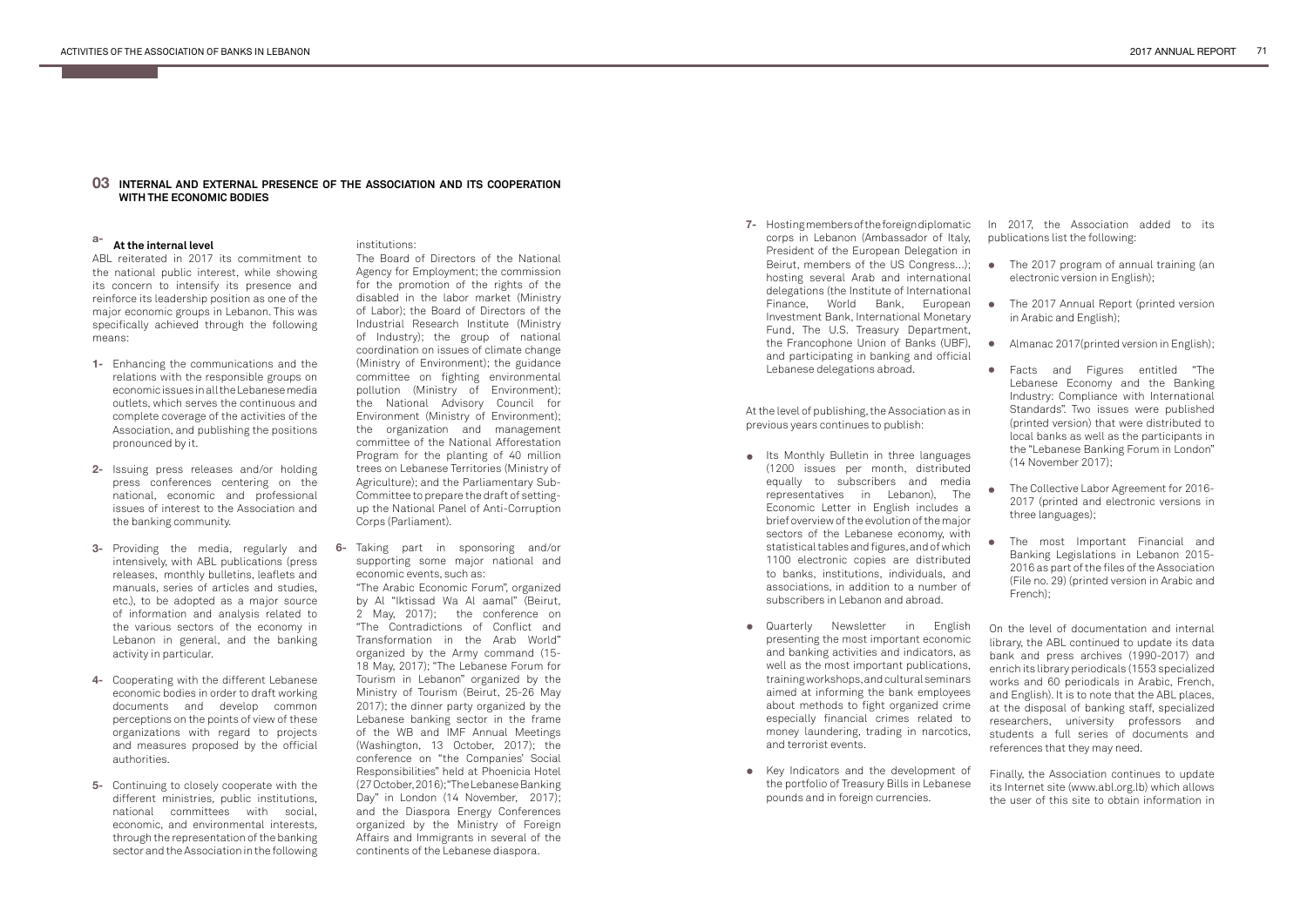## 03 INTERNAL AND EXTERNAL PRESENCE OF THE ASSOCIATION AND ITS COOPERATION WITH THE ECONOMIC BODIES

### a- At the internal level

ABL reiterated in 2017 its commitment to the national public interest, while showing its concern to intensify its presence and reinforce its leadership position as one of the major economic groups in Lebanon. This was specifically achieved through the following means:

**1-** Enhancing the communications and the relations with the responsible groups on economic issues in all the Lebanese media outlets, which serves the continuous and complete coverage of the activities of the Association, and publishing the positions pronounced by it.

**2-** Issuing press releases and/or holding press conferences centering on the national, economic and professional issues of interest to the Association and the banking community.

**3-** Providing the media, regularly and intensively, with ABL publications (press releases, monthly bulletins, leaflets and manuals, series of articles and studies, etc.), to be adopted as a major source of information and analysis related to the various sectors of the economy in Lebanon in general, and the banking activity in particular.

**4-** Cooperating with the different Lebanese economic bodies in order to draft working documents and develop common perceptions on the points of view of these organizations with regard to projects and measures proposed by the official authorities.

**5-** Continuing to closely cooperate with the different ministries, public institutions, national committees with social, economic, and environmental interests, through the representation of the banking sector and the Association in the following institutions:

The Board of Directors of the National Agency for Employment; the commission for the promotion of the rights of the disabled in the labor market (Ministry of Labor); the Board of Directors of the Industrial Research Institute (Ministry of Industry); the group of national coordination on issues of climate change (Ministry of Environment); the guidance committee on fighting environmental pollution (Ministry of Environment); the National Advisory Council for Environment (Ministry of Environment); the organization and management committee of the National Afforestation Program for the planting of 40 million trees on Lebanese Territories (Ministry of Agriculture); and the Parliamentary Sub-Committee to prepare the draft of setting-up the National Panel of Anti-Corruption Corps (Parliament).

**6-** Taking part in sponsoring and/or supporting some major national and economic events, such as:

"The Arabic Economic Forum", organized by Al "Iktissad Wa Al aamal" (Beirut, 2 May, 2017); the conference on "The Contradictions of Conflict and Transformation in the Arab World" organized by the Army command (15-18 May, 2017); "The Lebanese Forum for Tourism in Lebanon" organized by the Ministry of Tourism (Beirut, 25-26 May 2017); the dinner party organized by the Lebanese banking sector in the frame of the WB and IMF Annual Meetings (Washington, 13 October, 2017); the conference on "the Companies' Social Responsibilities" held at Phoenicia Hotel (27 October, 2016); "The Lebanese Banking Day" in London (14 November, 2017); and the Diaspora Energy Conferences organized by the Ministry of Foreign Affairs and Immigrants in several of the continents of the Lebanese diaspora.

**7-** Hosting members of the foreign diplomatic corps in Lebanon (Ambassador of Italy, President of the European Delegation in Beirut, members of the US Congress...); hosting several Arab and international delegations (the Institute of International Finance, World Bank, European Investment Bank, International Monetary Fund, The U.S. Treasury Department, the Francophone Union of Banks (UBF), and participating in banking and official Lebanese delegations abroad.

At the level of publishing, the Association as in previous years continues to publish:

- Its Monthly Bulletin in three languages (1200 issues per month, distributed equally to subscribers and media representatives in Lebanon), The Economic Letter in English includes a brief overview of the evolution of the major sectors of the Lebanese economy, with statistical tables and figures, and of which 1100 electronic copies are distributed to banks, institutions, individuals, and associations, in addition to a number of subscribers in Lebanon and abroad.
- Quarterly Newsletter in English presenting the most important economic and banking activities and indicators, as well as the most important publications, training workshops, and cultural seminars aimed at informing the bank employees about methods to fight organized crime especially financial crimes related to money laundering, trading in narcotics, and terrorist events.
- Key Indicators and the development of the portfolio of Treasury Bills in Lebanese pounds and in foreign currencies.

In 2017, the Association added to its publications list the following:

- The 2017 program of annual training (an electronic version in English);
- The 2017 Annual Report (printed version in Arabic and English);
- Almanac 2017(printed version in English);
- Facts and Figures entitled "The Lebanese Economy and the Banking Industry: Compliance with International Standards". Two issues were published (printed version) that were distributed to local banks as well as the participants in the "Lebanese Banking Forum in London" (14 November 2017);
- The Collective Labor Agreement for 2016-2017 (printed and electronic versions in three languages);
- The most Important Financial and Banking Legislations in Lebanon 2015-2016 as part of the files of the Association (File no. 29) (printed version in Arabic and French);

On the level of documentation and internal library, the ABL continued to update its data bank and press archives (1990-2017) and enrich its library periodicals (1553 specialized works and 60 periodicals in Arabic, French, and English). It is to note that the ABL places, at the disposal of banking staff, specialized researchers, university professors and students a full series of documents and references that they may need.

Finally, the Association continues to update its Internet site (www.abl.org.lb) which allows the user of this site to obtain information in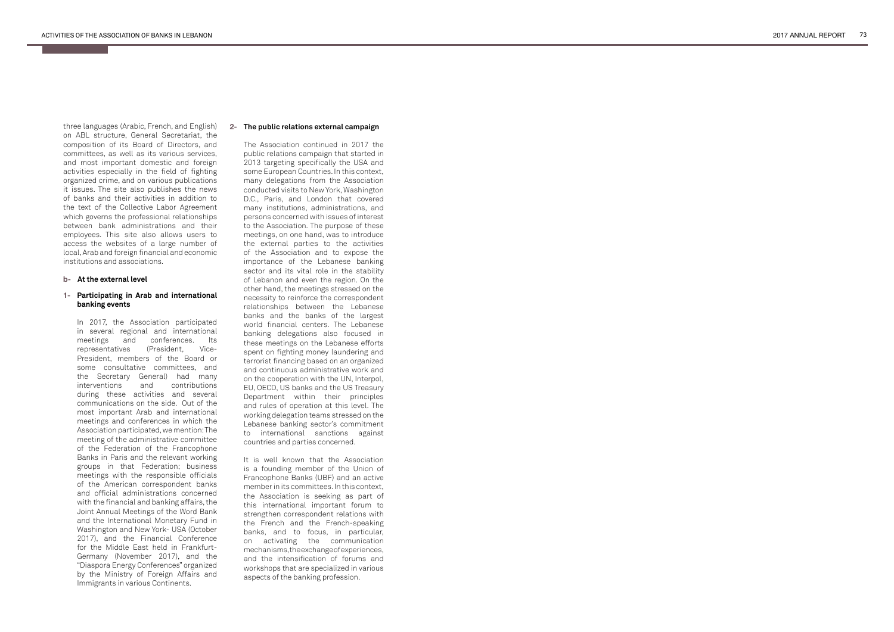three languages (Arabic, French, and English) on ABL structure, General Secretariat, the composition of its Board of Directors, and committees, as well as its various services, and most important domestic and foreign activities especially in the field of fighting organized crime, and on various publications it issues. The site also publishes the news of banks and their activities in addition to the text of the Collective Labor Agreement which governs the professional relationships between bank administrations and their employees. This site also allows users to access the websites of a large number of local, Arab and foreign financial and economic institutions and associations.

### b- At the external level

#### 1- Participating in Arab and international banking events

In 2017, the Association participated in several regional and international meetings and conferences. Its representatives (President, Vice-President, members of the Board or some consultative committees, and the Secretary General) had many interventions and contributions during these activities and several communications on the side. Out of the most important Arab and international meetings and conferences in which the Association participated, we mention: The meeting of the administrative committee of the Federation of the Francophone Banks in Paris and the relevant working groups in that Federation; business meetings with the responsible officials of the American correspondent banks and official administrations concerned with the financial and banking affairs, the Joint Annual Meetings of the Word Bank and the International Monetary Fund in Washington and New York- USA (October 2017), and the Financial Conference for the Middle East held in Frankfurt-Germany (November 2017), and the "Diaspora Energy Conferences" organized by the Ministry of Foreign Affairs and Immigrants in various Continents.

#### 2- The public relations external campaign

The Association continued in 2017 the public relations campaign that started in 2013 targeting specifically the USA and some European Countries. In this context, many delegations from the Association conducted visits to New York, Washington D.C., Paris, and London that covered many institutions, administrations, and persons concerned with issues of interest to the Association. The purpose of these meetings, on one hand, was to introduce the external parties to the activities of the Association and to expose the importance of the Lebanese banking sector and its vital role in the stability of Lebanon and even the region. On the other hand, the meetings stressed on the necessity to reinforce the correspondent relationships between the Lebanese banks and the banks of the largest world financial centers. The Lebanese banking delegations also focused in these meetings on the Lebanese efforts spent on fighting money laundering and terrorist financing based on an organized and continuous administrative work and on the cooperation with the UN, Interpol, EU, OECD, US banks and the US Treasury Department within their principles and rules of operation at this level. The working delegation teams stressed on the Lebanese banking sector's commitment to international sanctions against countries and parties concerned.

It is well known that the Association is a founding member of the Union of Francophone Banks (UBF) and an active member in its committees. In this context, the Association is seeking as part of this international important forum to strengthen correspondent relations with the French and the French-speaking banks, and to focus, in particular, on activating the communication mechanisms, the exchange of experiences, and the intensification of forums and workshops that are specialized in various aspects of the banking profession.